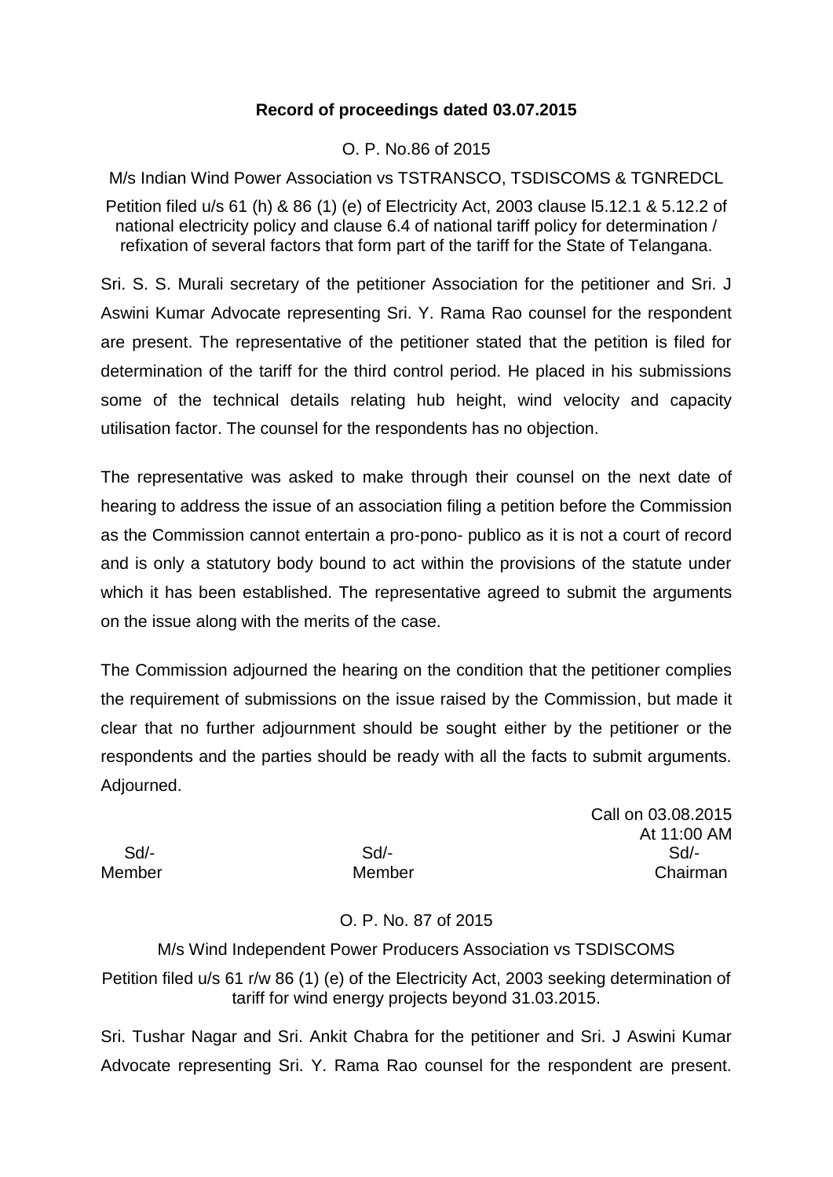**Record of proceedings dated 03.07.2015**

O. P. No.86 of 2015

M/s Indian Wind Power Association vs TSTRANSCO, TSDISCOMS & TGNREDCL

Petition filed u/s 61 (h) & 86 (1) (e) of Electricity Act, 2003 clause l5.12.1 & 5.12.2 of national electricity policy and clause 6.4 of national tariff policy for determination / refixation of several factors that form part of the tariff for the State of Telangana.

Sri. S. S. Murali secretary of the petitioner Association for the petitioner and Sri. J Aswini Kumar Advocate representing Sri. Y. Rama Rao counsel for the respondent are present. The representative of the petitioner stated that the petition is filed for determination of the tariff for the third control period. He placed in his submissions some of the technical details relating hub height, wind velocity and capacity utilisation factor. The counsel for the respondents has no objection.

The representative was asked to make through their counsel on the next date of hearing to address the issue of an association filing a petition before the Commission as the Commission cannot entertain a pro-pono- publico as it is not a court of record and is only a statutory body bound to act within the provisions of the statute under which it has been established. The representative agreed to submit the arguments on the issue along with the merits of the case.

The Commission adjourned the hearing on the condition that the petitioner complies the requirement of submissions on the issue raised by the Commission, but made it clear that no further adjournment should be sought either by the petitioner or the respondents and the parties should be ready with all the facts to submit arguments. Adjourned.

Call on 03.08.2015
At 11:00 AM

| Sd/- | Sd/- | Sd/- |
|---|---|---|
| Member | Member | Chairman |

O. P. No. 87 of 2015

M/s Wind Independent Power Producers Association vs TSDISCOMS

Petition filed u/s 61 r/w 86 (1) (e) of the Electricity Act, 2003 seeking determination of tariff for wind energy projects beyond 31.03.2015.

Sri. Tushar Nagar and Sri. Ankit Chabra for the petitioner and Sri. J Aswini Kumar Advocate representing Sri. Y. Rama Rao counsel for the respondent are present.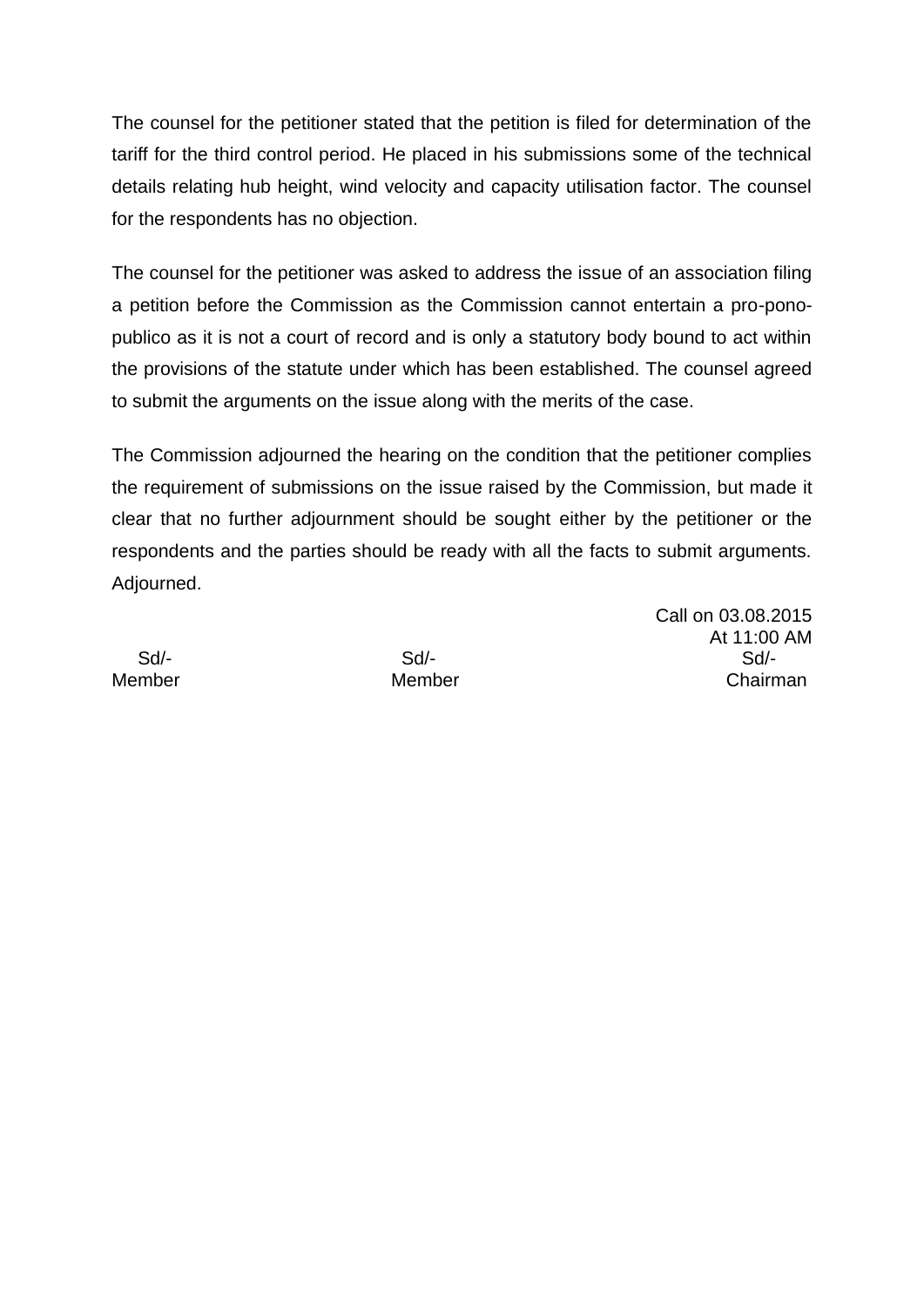The counsel for the petitioner stated that the petition is filed for determination of the tariff for the third control period. He placed in his submissions some of the technical details relating hub height, wind velocity and capacity utilisation factor. The counsel for the respondents has no objection.

The counsel for the petitioner was asked to address the issue of an association filing a petition before the Commission as the Commission cannot entertain a pro-pono-publico as it is not a court of record and is only a statutory body bound to act within the provisions of the statute under which has been established. The counsel agreed to submit the arguments on the issue along with the merits of the case.

The Commission adjourned the hearing on the condition that the petitioner complies the requirement of submissions on the issue raised by the Commission, but made it clear that no further adjournment should be sought either by the petitioner or the respondents and the parties should be ready with all the facts to submit arguments. Adjourned.

Call on 03.08.2015
At 11:00 AM

| Sd/- | Sd/- | Sd/- |
|---|---|---|
| Member | Member | Chairman |